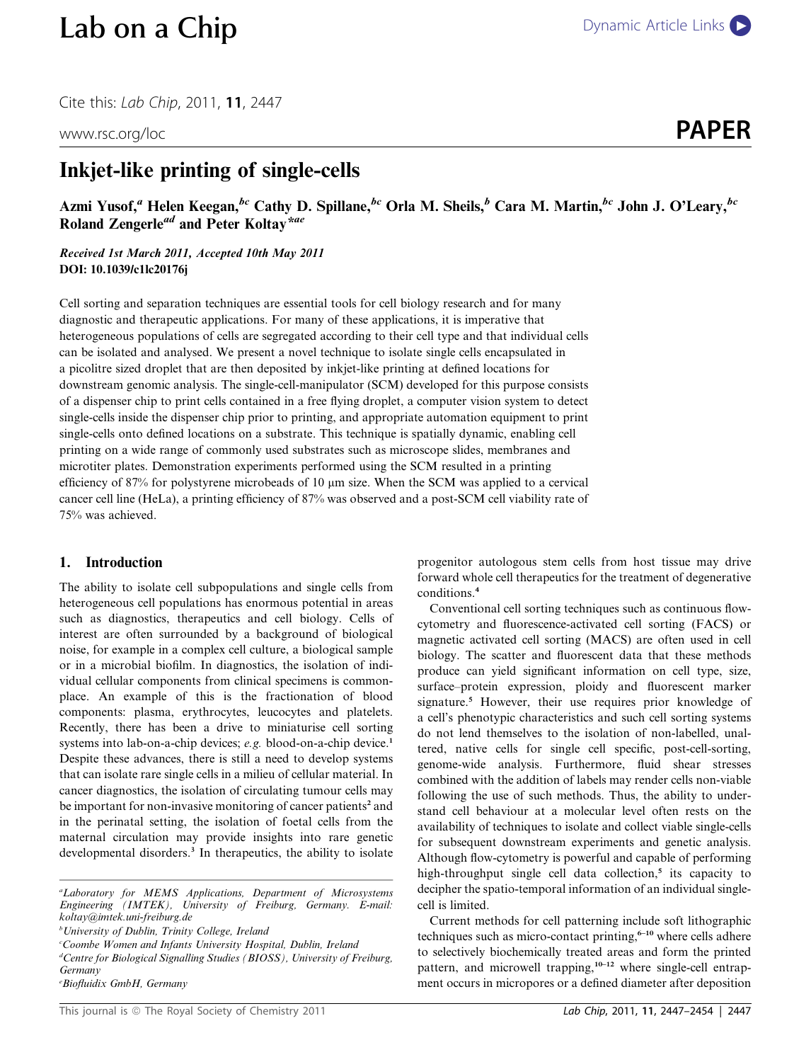# Inkjet-like printing of single-cells

Azmi Yusof,[a] Helen Keegan,[bc] Cathy D. Spillane,[bc] Orla M. Sheils,[b] Cara M. Martin,[bc] John J. O'Leary,[bc] Roland Zengerle[ad] and Peter Koltay*[ae]

*Received 1st March 2011, Accepted 10th May 2011*
**DOI: 10.1039/c1lc20176j**

Cell sorting and separation techniques are essential tools for cell biology research and for many diagnostic and therapeutic applications. For many of these applications, it is imperative that heterogeneous populations of cells are segregated according to their cell type and that individual cells can be isolated and analysed. We present a novel technique to isolate single cells encapsulated in a picolitre sized droplet that are then deposited by inkjet-like printing at defined locations for downstream genomic analysis. The single-cell-manipulator (SCM) developed for this purpose consists of a dispenser chip to print cells contained in a free flying droplet, a computer vision system to detect single-cells inside the dispenser chip prior to printing, and appropriate automation equipment to print single-cells onto defined locations on a substrate. This technique is spatially dynamic, enabling cell printing on a wide range of commonly used substrates such as microscope slides, membranes and microtiter plates. Demonstration experiments performed using the SCM resulted in a printing efficiency of 87% for polystyrene microbeads of 10 μm size. When the SCM was applied to a cervical cancer cell line (HeLa), a printing efficiency of 87% was observed and a post-SCM cell viability rate of 75% was achieved.

## 1. Introduction

The ability to isolate cell subpopulations and single cells from heterogeneous cell populations has enormous potential in areas such as diagnostics, therapeutics and cell biology. Cells of interest are often surrounded by a background of biological noise, for example in a complex cell culture, a biological sample or in a microbial biofilm. In diagnostics, the isolation of individual cellular components from clinical specimens is commonplace. An example of this is the fractionation of blood components: plasma, erythrocytes, leucocytes and platelets. Recently, there has been a drive to miniaturise cell sorting systems into lab-on-a-chip devices; *e.g.* blood-on-a-chip device.[1] Despite these advances, there is still a need to develop systems that can isolate rare single cells in a milieu of cellular material. In cancer diagnostics, the isolation of circulating tumour cells may be important for non-invasive monitoring of cancer patients[2] and in the perinatal setting, the isolation of foetal cells from the maternal circulation may provide insights into rare genetic developmental disorders.[3] In therapeutics, the ability to isolate progenitor autologous stem cells from host tissue may drive forward whole cell therapeutics for the treatment of degenerative conditions.[4]

Conventional cell sorting techniques such as continuous flow-cytometry and fluorescence-activated cell sorting (FACS) or magnetic activated cell sorting (MACS) are often used in cell biology. The scatter and fluorescent data that these methods produce can yield significant information on cell type, size, surface–protein expression, ploidy and fluorescent marker signature.[5] However, their use requires prior knowledge of a cell's phenotypic characteristics and such cell sorting systems do not lend themselves to the isolation of non-labelled, unaltered, native cells for single cell specific, post-cell-sorting, genome-wide analysis. Furthermore, fluid shear stresses combined with the addition of labels may render cells non-viable following the use of such methods. Thus, the ability to understand cell behaviour at a molecular level often rests on the availability of techniques to isolate and collect viable single-cells for subsequent downstream experiments and genetic analysis. Although flow-cytometry is powerful and capable of performing high-throughput single cell data collection,[5] its capacity to decipher the spatio-temporal information of an individual single-cell is limited.

Current methods for cell patterning include soft lithographic techniques such as micro-contact printing,[6–10] where cells adhere to selectively biochemically treated areas and form the printed pattern, and microwell trapping,[10–12] where single-cell entrapment occurs in micropores or a defined diameter after deposition

---

[a] Laboratory for MEMS Applications, Department of Microsystems Engineering (IMTEK), University of Freiburg, Germany. E-mail: koltay@imtek.uni-freiburg.de
[b] University of Dublin, Trinity College, Ireland
[c] Coombe Women and Infants University Hospital, Dublin, Ireland
[d] Centre for Biological Signalling Studies (BIOSS), University of Freiburg, Germany
[e] Biofluidix GmbH, Germany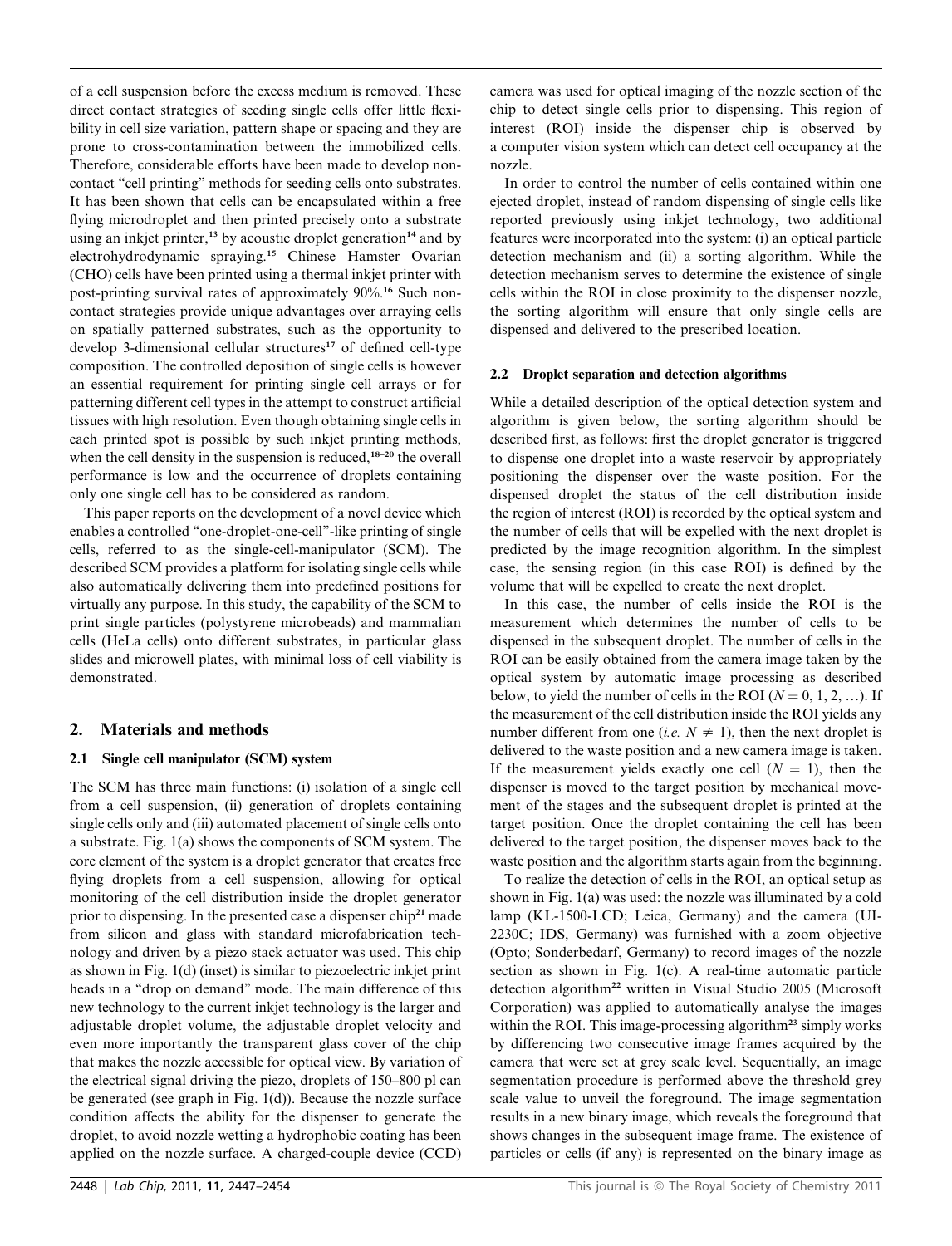of a cell suspension before the excess medium is removed. These direct contact strategies of seeding single cells offer little flexibility in cell size variation, pattern shape or spacing and they are prone to cross-contamination between the immobilized cells. Therefore, considerable efforts have been made to develop non-contact "cell printing" methods for seeding cells onto substrates. It has been shown that cells can be encapsulated within a free flying microdroplet and then printed precisely onto a substrate using an inkjet printer,[13] by acoustic droplet generation[14] and by electrohydrodynamic spraying.[15] Chinese Hamster Ovarian (CHO) cells have been printed using a thermal inkjet printer with post-printing survival rates of approximately 90%.[16] Such non-contact strategies provide unique advantages over arraying cells on spatially patterned substrates, such as the opportunity to develop 3-dimensional cellular structures[17] of defined cell-type composition. The controlled deposition of single cells is however an essential requirement for printing single cell arrays or for patterning different cell types in the attempt to construct artificial tissues with high resolution. Even though obtaining single cells in each printed spot is possible by such inkjet printing methods, when the cell density in the suspension is reduced,[18–20] the overall performance is low and the occurrence of droplets containing only one single cell has to be considered as random.

This paper reports on the development of a novel device which enables a controlled "one-droplet-one-cell"-like printing of single cells, referred to as the single-cell-manipulator (SCM). The described SCM provides a platform for isolating single cells while also automatically delivering them into predefined positions for virtually any purpose. In this study, the capability of the SCM to print single particles (polystyrene microbeads) and mammalian cells (HeLa cells) onto different substrates, in particular glass slides and microwell plates, with minimal loss of cell viability is demonstrated.

## 2. Materials and methods

### 2.1 Single cell manipulator (SCM) system

The SCM has three main functions: (i) isolation of a single cell from a cell suspension, (ii) generation of droplets containing single cells only and (iii) automated placement of single cells onto a substrate. Fig. 1(a) shows the components of SCM system. The core element of the system is a droplet generator that creates free flying droplets from a cell suspension, allowing for optical monitoring of the cell distribution inside the droplet generator prior to dispensing. In the presented case a dispenser chip[21] made from silicon and glass with standard microfabrication technology and driven by a piezo stack actuator was used. This chip as shown in Fig. 1(d) (inset) is similar to piezoelectric inkjet print heads in a "drop on demand" mode. The main difference of this new technology to the current inkjet technology is the larger and adjustable droplet volume, the adjustable droplet velocity and even more importantly the transparent glass cover of the chip that makes the nozzle accessible for optical view. By variation of the electrical signal driving the piezo, droplets of 150–800 pl can be generated (see graph in Fig. 1(d)). Because the nozzle surface condition affects the ability for the dispenser to generate the droplet, to avoid nozzle wetting a hydrophobic coating has been applied on the nozzle surface. A charged-couple device (CCD) camera was used for optical imaging of the nozzle section of the chip to detect single cells prior to dispensing. This region of interest (ROI) inside the dispenser chip is observed by a computer vision system which can detect cell occupancy at the nozzle.

In order to control the number of cells contained within one ejected droplet, instead of random dispensing of single cells like reported previously using inkjet technology, two additional features were incorporated into the system: (i) an optical particle detection mechanism and (ii) a sorting algorithm. While the detection mechanism serves to determine the existence of single cells within the ROI in close proximity to the dispenser nozzle, the sorting algorithm will ensure that only single cells are dispensed and delivered to the prescribed location.

### 2.2 Droplet separation and detection algorithms

While a detailed description of the optical detection system and algorithm is given below, the sorting algorithm should be described first, as follows: first the droplet generator is triggered to dispense one droplet into a waste reservoir by appropriately positioning the dispenser over the waste position. For the dispensed droplet the status of the cell distribution inside the region of interest (ROI) is recorded by the optical system and the number of cells that will be expelled with the next droplet is predicted by the image recognition algorithm. In the simplest case, the sensing region (in this case ROI) is defined by the volume that will be expelled to create the next droplet.

In this case, the number of cells inside the ROI is the measurement which determines the number of cells to be dispensed in the subsequent droplet. The number of cells in the ROI can be easily obtained from the camera image taken by the optical system by automatic image processing as described below, to yield the number of cells in the ROI ($N = 0, 1, 2, \ldots$). If the measurement of the cell distribution inside the ROI yields any number different from one (*i.e.* $N \neq 1$), then the next droplet is delivered to the waste position and a new camera image is taken. If the measurement yields exactly one cell ($N = 1$), then the dispenser is moved to the target position by mechanical movement of the stages and the subsequent droplet is printed at the target position. Once the droplet containing the cell has been delivered to the target position, the dispenser moves back to the waste position and the algorithm starts again from the beginning.

To realize the detection of cells in the ROI, an optical setup as shown in Fig. 1(a) was used: the nozzle was illuminated by a cold lamp (KL-1500-LCD; Leica, Germany) and the camera (UI-2230C; IDS, Germany) was furnished with a zoom objective (Opto; Sonderbedarf, Germany) to record images of the nozzle section as shown in Fig. 1(c). A real-time automatic particle detection algorithm[22] written in Visual Studio 2005 (Microsoft Corporation) was applied to automatically analyse the images within the ROI. This image-processing algorithm[23] simply works by differencing two consecutive image frames acquired by the camera that were set at grey scale level. Sequentially, an image segmentation procedure is performed above the threshold grey scale value to unveil the foreground. The image segmentation results in a new binary image, which reveals the foreground that shows changes in the subsequent image frame. The existence of particles or cells (if any) is represented on the binary image as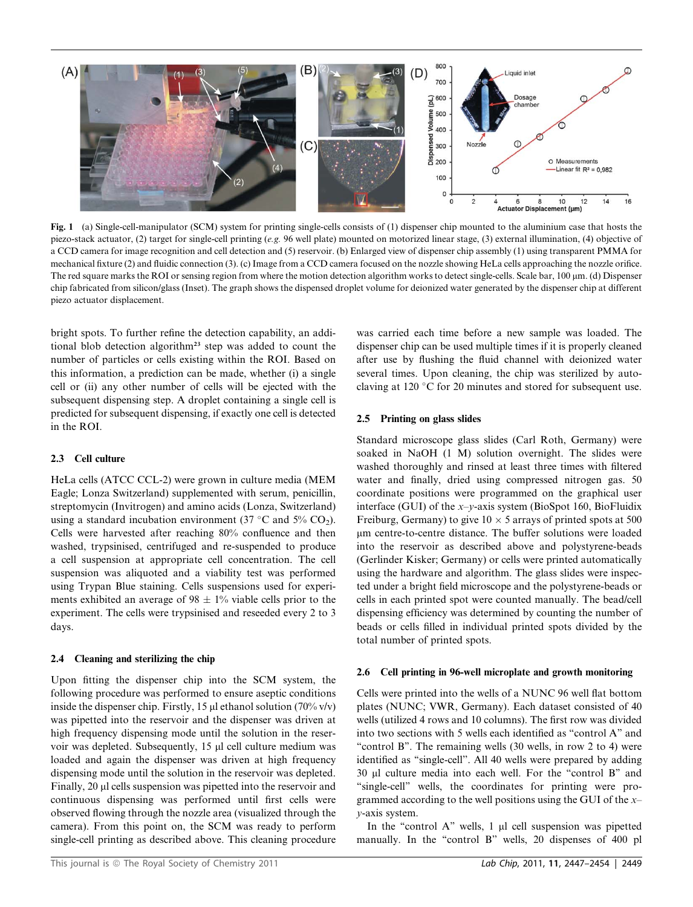**Fig. 1** (a) Single-cell-manipulator (SCM) system for printing single-cells consists of (1) dispenser chip mounted to the aluminium case that hosts the piezo-stack actuator, (2) target for single-cell printing (*e.g.* 96 well plate) mounted on motorized linear stage, (3) external illumination, (4) objective of a CCD camera for image recognition and cell detection and (5) reservoir. (b) Enlarged view of dispenser chip assembly (1) using transparent PMMA for mechanical fixture (2) and fluidic connection (3). (c) Image from a CCD camera focused on the nozzle showing HeLa cells approaching the nozzle orifice. The red square marks the ROI or sensing region from where the motion detection algorithm works to detect single-cells. Scale bar, 100 μm. (d) Dispenser chip fabricated from silicon/glass (Inset). The graph shows the dispensed droplet volume for deionized water generated by the dispenser chip at different piezo actuator displacement.

bright spots. To further refine the detection capability, an additional blob detection algorithm[23] step was added to count the number of particles or cells existing within the ROI. Based on this information, a prediction can be made, whether (i) a single cell or (ii) any other number of cells will be ejected with the subsequent dispensing step. A droplet containing a single cell is predicted for subsequent dispensing, if exactly one cell is detected in the ROI.

### 2.3 Cell culture

HeLa cells (ATCC CCL-2) were grown in culture media (MEM Eagle; Lonza Switzerland) supplemented with serum, penicillin, streptomycin (Invitrogen) and amino acids (Lonza, Switzerland) using a standard incubation environment (37 °C and 5% $CO_2$). Cells were harvested after reaching 80% confluence and then washed, trypsinised, centrifuged and re-suspended to produce a cell suspension at appropriate cell concentration. The cell suspension was aliquoted and a viability test was performed using Trypan Blue staining. Cells suspensions used for experiments exhibited an average of 98 ± 1% viable cells prior to the experiment. The cells were trypsinised and reseeded every 2 to 3 days.

### 2.4 Cleaning and sterilizing the chip

Upon fitting the dispenser chip into the SCM system, the following procedure was performed to ensure aseptic conditions inside the dispenser chip. Firstly, 15 μl ethanol solution (70% v/v) was pipetted into the reservoir and the dispenser was driven at high frequency dispensing mode until the solution in the reservoir was depleted. Subsequently, 15 μl cell culture medium was loaded and again the dispenser was driven at high frequency dispensing mode until the solution in the reservoir was depleted. Finally, 20 μl cells suspension was pipetted into the reservoir and continuous dispensing was performed until first cells were observed flowing through the nozzle area (visualized through the camera). From this point on, the SCM was ready to perform single-cell printing as described above. This cleaning procedure was carried each time before a new sample was loaded. The dispenser chip can be used multiple times if it is properly cleaned after use by flushing the fluid channel with deionized water several times. Upon cleaning, the chip was sterilized by autoclaving at 120 °C for 20 minutes and stored for subsequent use.

### 2.5 Printing on glass slides

Standard microscope glass slides (Carl Roth, Germany) were soaked in NaOH (1 M) solution overnight. The slides were washed thoroughly and rinsed at least three times with filtered water and finally, dried using compressed nitrogen gas. 50 coordinate positions were programmed on the graphical user interface (GUI) of the *x*–*y*-axis system (BioSpot 160, BioFluidix Freiburg, Germany) to give 10 × 5 arrays of printed spots at 500 μm centre-to-centre distance. The buffer solutions were loaded into the reservoir as described above and polystyrene-beads (Gerlinder Kisker; Germany) or cells were printed automatically using the hardware and algorithm. The glass slides were inspected under a bright field microscope and the polystyrene-beads or cells in each printed spot were counted manually. The bead/cell dispensing efficiency was determined by counting the number of beads or cells filled in individual printed spots divided by the total number of printed spots.

### 2.6 Cell printing in 96-well microplate and growth monitoring

Cells were printed into the wells of a NUNC 96 well flat bottom plates (NUNC; VWR, Germany). Each dataset consisted of 40 wells (utilized 4 rows and 10 columns). The first row was divided into two sections with 5 wells each identified as "control A" and "control B". The remaining wells (30 wells, in row 2 to 4) were identified as "single-cell". All 40 wells were prepared by adding 30 μl culture media into each well. For the "control B" and "single-cell" wells, the coordinates for printing were programmed according to the well positions using the GUI of the *x*–*y*-axis system.

In the "control A" wells, 1 μl cell suspension was pipetted manually. In the "control B" wells, 20 dispenses of 400 pl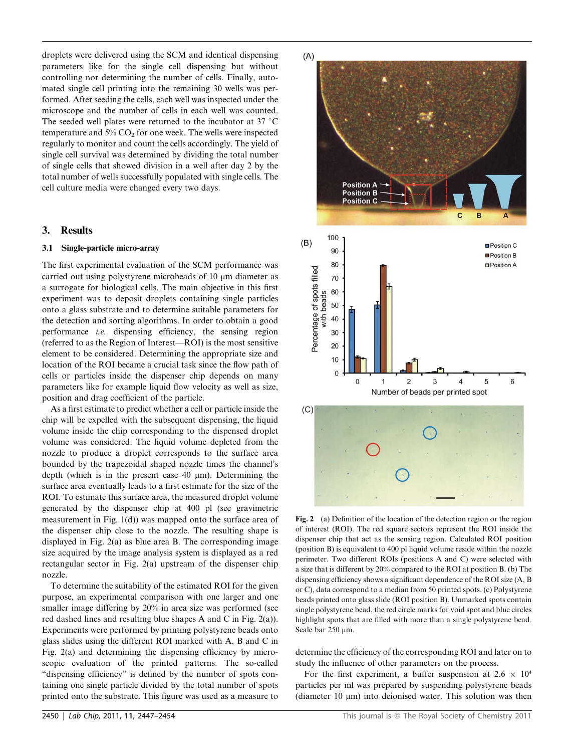droplets were delivered using the SCM and identical dispensing parameters like for the single cell dispensing but without controlling nor determining the number of cells. Finally, automated single cell printing into the remaining 30 wells was performed. After seeding the cells, each well was inspected under the microscope and the number of cells in each well was counted. The seeded well plates were returned to the incubator at 37 °C temperature and 5% $CO_2$ for one week. The wells were inspected regularly to monitor and count the cells accordingly. The yield of single cell survival was determined by dividing the total number of single cells that showed division in a well after day 2 by the total number of wells successfully populated with single cells. The cell culture media were changed every two days.

## 3. Results

### 3.1 Single-particle micro-array

The first experimental evaluation of the SCM performance was carried out using polystyrene microbeads of 10 μm diameter as a surrogate for biological cells. The main objective in this first experiment was to deposit droplets containing single particles onto a glass substrate and to determine suitable parameters for the detection and sorting algorithms. In order to obtain a good performance *i.e.* dispensing efficiency, the sensing region (referred to as the Region of Interest—ROI) is the most sensitive element to be considered. Determining the appropriate size and location of the ROI became a crucial task since the flow path of cells or particles inside the dispenser chip depends on many parameters like for example liquid flow velocity as well as size, position and drag coefficient of the particle.

As a first estimate to predict whether a cell or particle inside the chip will be expelled with the subsequent dispensing, the liquid volume inside the chip corresponding to the dispensed droplet volume was considered. The liquid volume depleted from the nozzle to produce a droplet corresponds to the surface area bounded by the trapezoidal shaped nozzle times the channel's depth (which is in the present case 40 μm). Determining the surface area eventually leads to a first estimate for the size of the ROI. To estimate this surface area, the measured droplet volume generated by the dispenser chip at 400 pl (see gravimetric measurement in Fig. 1(d)) was mapped onto the surface area of the dispenser chip close to the nozzle. The resulting shape is displayed in Fig. 2(a) as blue area B. The corresponding image size acquired by the image analysis system is displayed as a red rectangular sector in Fig. 2(a) upstream of the dispenser chip nozzle.

To determine the suitability of the estimated ROI for the given purpose, an experimental comparison with one larger and one smaller image differing by 20% in area size was performed (see red dashed lines and resulting blue shapes A and C in Fig. 2(a)). Experiments were performed by printing polystyrene beads onto glass slides using the different ROI marked with A, B and C in Fig. 2(a) and determining the dispensing efficiency by microscopic evaluation of the printed patterns. The so-called "dispensing efficiency" is defined by the number of spots containing one single particle divided by the total number of spots printed onto the substrate. This figure was used as a measure to determine the efficiency of the corresponding ROI and later on to study the influence of other parameters on the process.

For the first experiment, a buffer suspension at $2.6 \times 10^4$ particles per ml was prepared by suspending polystyrene beads (diameter 10 μm) into deionised water. This solution was then

**Fig. 2** (a) Definition of the location of the detection region or the region of interest (ROI). The red square sectors represent the ROI inside the dispenser chip that act as the sensing region. Calculated ROI position (position B) is equivalent to 400 pl liquid volume reside within the nozzle perimeter. Two different ROIs (positions A and C) were selected with a size that is different by 20% compared to the ROI at position B. (b) The dispensing efficiency shows a significant dependence of the ROI size (A, B or C), data correspond to a median from 50 printed spots. (c) Polystyrene beads printed onto glass slide (ROI position B). Unmarked spots contain single polystyrene bead, the red circle marks for void spot and blue circles highlight spots that are filled with more than a single polystyrene bead. Scale bar 250 μm.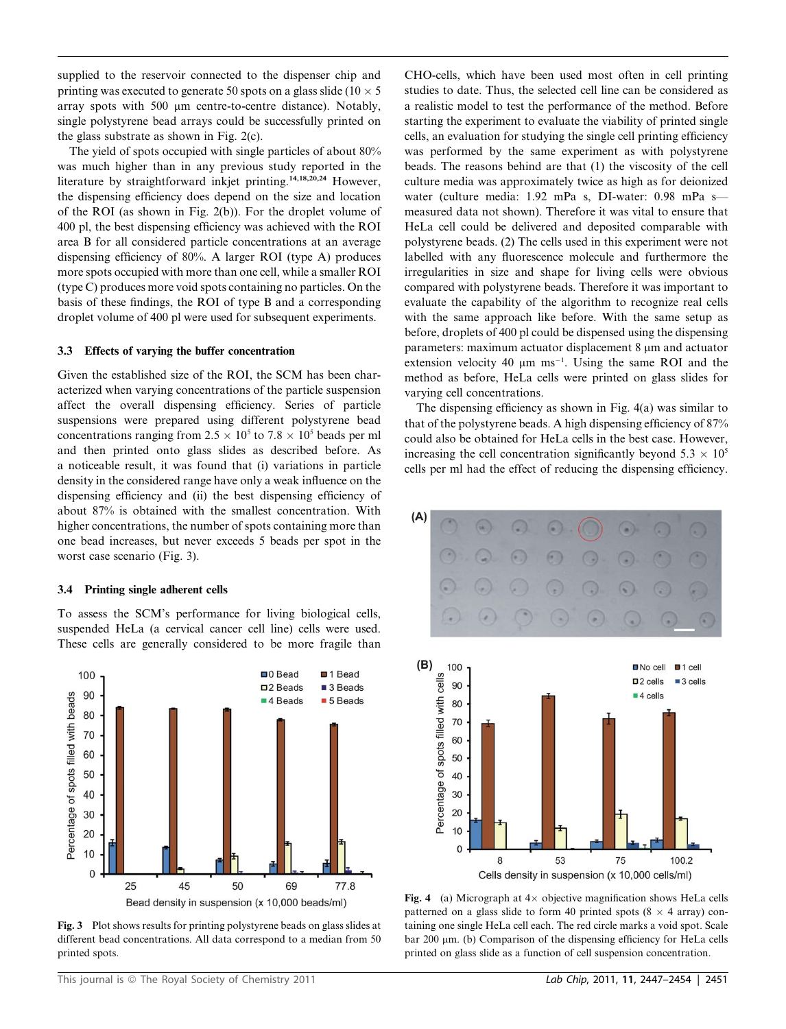supplied to the reservoir connected to the dispenser chip and printing was executed to generate 50 spots on a glass slide ($10 \times 5$ array spots with 500 μm centre-to-centre distance). Notably, single polystyrene bead arrays could be successfully printed on the glass substrate as shown in Fig. 2(c).

The yield of spots occupied with single particles of about 80% was much higher than in any previous study reported in the literature by straightforward inkjet printing.[14,18,20,24] However, the dispensing efficiency does depend on the size and location of the ROI (as shown in Fig. 2(b)). For the droplet volume of 400 pl, the best dispensing efficiency was achieved with the ROI area B for all considered particle concentrations at an average dispensing efficiency of 80%. A larger ROI (type A) produces more spots occupied with more than one cell, while a smaller ROI (type C) produces more void spots containing no particles. On the basis of these findings, the ROI of type B and a corresponding droplet volume of 400 pl were used for subsequent experiments.

### 3.3 Effects of varying the buffer concentration

Given the established size of the ROI, the SCM has been characterized when varying concentrations of the particle suspension affect the overall dispensing efficiency. Series of particle suspensions were prepared using different polystyrene bead concentrations ranging from $2.5 \times 10^5$ to $7.8 \times 10^5$ beads per ml and then printed onto glass slides as described before. As a noticeable result, it was found that (i) variations in particle density in the considered range have only a weak influence on the dispensing efficiency and (ii) the best dispensing efficiency of about 87% is obtained with the smallest concentration. With higher concentrations, the number of spots containing more than one bead increases, but never exceeds 5 beads per spot in the worst case scenario (Fig. 3).

### 3.4 Printing single adherent cells

To assess the SCM's performance for living biological cells, suspended HeLa (a cervical cancer cell line) cells were used. These cells are generally considered to be more fragile than CHO-cells, which have been used most often in cell printing studies to date. Thus, the selected cell line can be considered as a realistic model to test the performance of the method. Before starting the experiment to evaluate the viability of printed single cells, an evaluation for studying the single cell printing efficiency was performed by the same experiment as with polystyrene beads. The reasons behind are that (1) the viscosity of the cell culture media was approximately twice as high as for deionized water (culture media: 1.92 mPa s, DI-water: 0.98 mPa s—measured data not shown). Therefore it was vital to ensure that HeLa cell could be delivered and deposited comparable with polystyrene beads. (2) The cells used in this experiment were not labelled with any fluorescence molecule and furthermore the irregularities in size and shape for living cells were obvious compared with polystyrene beads. Therefore it was important to evaluate the capability of the algorithm to recognize real cells with the same approach like before. With the same setup as before, droplets of 400 pl could be dispensed using the dispensing parameters: maximum actuator displacement 8 μm and actuator extension velocity 40 μm $ms^{-1}$. Using the same ROI and the method as before, HeLa cells were printed on glass slides for varying cell concentrations.

The dispensing efficiency as shown in Fig. 4(a) was similar to that of the polystyrene beads. A high dispensing efficiency of 87% could also be obtained for HeLa cells in the best case. However, increasing the cell concentration significantly beyond $5.3 \times 10^5$ cells per ml had the effect of reducing the dispensing efficiency.

**Fig. 3** Plot shows results for printing polystyrene beads on glass slides at different bead concentrations. All data correspond to a median from 50 printed spots.

**Fig. 4** (a) Micrograph at 4× objective magnification shows HeLa cells patterned on a glass slide to form 40 printed spots ($8 \times 4$ array) containing one single HeLa cell each. The red circle marks a void spot. Scale bar 200 μm. (b) Comparison of the dispensing efficiency for HeLa cells printed on glass slide as a function of cell suspension concentration.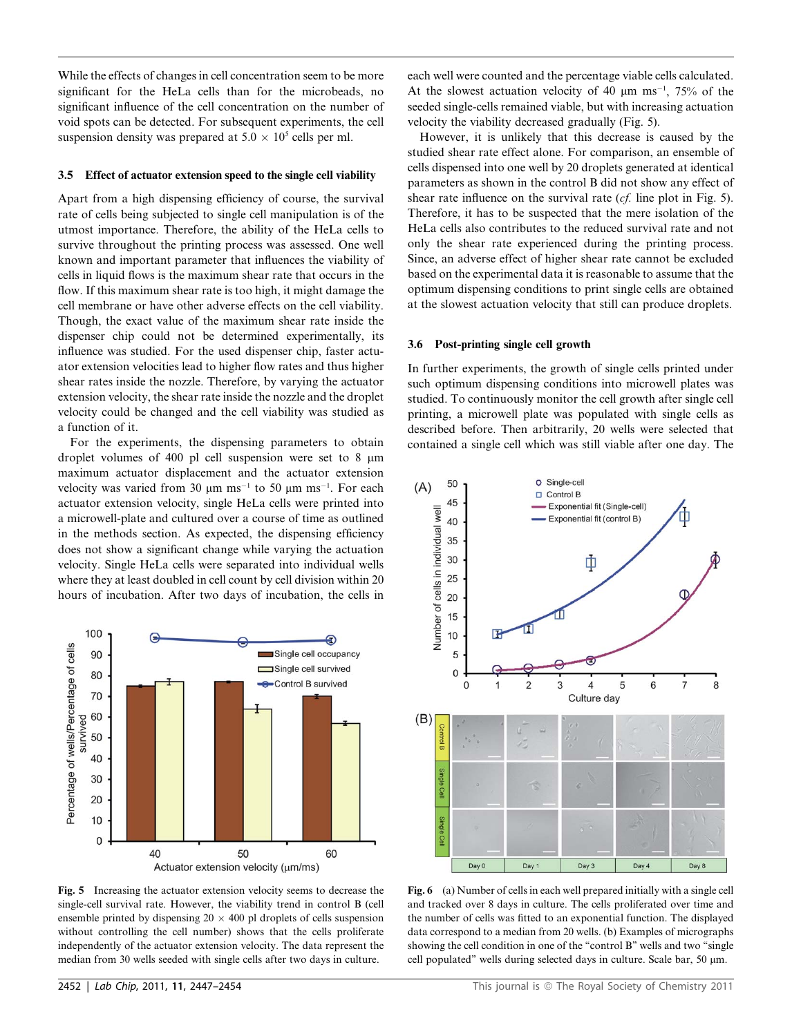While the effects of changes in cell concentration seem to be more significant for the HeLa cells than for the microbeads, no significant influence of the cell concentration on the number of void spots can be detected. For subsequent experiments, the cell suspension density was prepared at $5.0 \times 10^5$ cells per ml.

### 3.5 Effect of actuator extension speed to the single cell viability

Apart from a high dispensing efficiency of course, the survival rate of cells being subjected to single cell manipulation is of the utmost importance. Therefore, the ability of the HeLa cells to survive throughout the printing process was assessed. One well known and important parameter that influences the viability of cells in liquid flows is the maximum shear rate that occurs in the flow. If this maximum shear rate is too high, it might damage the cell membrane or have other adverse effects on the cell viability. Though, the exact value of the maximum shear rate inside the dispenser chip could not be determined experimentally, its influence was studied. For the used dispenser chip, faster actuator extension velocities lead to higher flow rates and thus higher shear rates inside the nozzle. Therefore, by varying the actuator extension velocity, the shear rate inside the nozzle and the droplet velocity could be changed and the cell viability was studied as a function of it.

For the experiments, the dispensing parameters to obtain droplet volumes of 400 pl cell suspension were set to 8 μm maximum actuator displacement and the actuator extension velocity was varied from 30 μm ms$^{-1}$ to 50 μm ms$^{-1}$. For each actuator extension velocity, single HeLa cells were printed into a microwell-plate and cultured over a course of time as outlined in the methods section. As expected, the dispensing efficiency does not show a significant change while varying the actuation velocity. Single HeLa cells were separated into individual wells where they at least doubled in cell count by cell division within 20 hours of incubation. After two days of incubation, the cells in each well were counted and the percentage viable cells calculated. At the slowest actuation velocity of 40 μm ms$^{-1}$, 75% of the seeded single-cells remained viable, but with increasing actuation velocity the viability decreased gradually (Fig. 5).

However, it is unlikely that this decrease is caused by the studied shear rate effect alone. For comparison, an ensemble of cells dispensed into one well by 20 droplets generated at identical parameters as shown in the control B did not show any effect of shear rate influence on the survival rate (*cf.* line plot in Fig. 5). Therefore, it has to be suspected that the mere isolation of the HeLa cells also contributes to the reduced survival rate and not only the shear rate experienced during the printing process. Since, an adverse effect of higher shear rate cannot be excluded based on the experimental data it is reasonable to assume that the optimum dispensing conditions to print single cells are obtained at the slowest actuation velocity that still can produce droplets.

**Fig. 5** Increasing the actuator extension velocity seems to decrease the single-cell survival rate. However, the viability trend in control B (cell ensemble printed by dispensing 20 × 400 pl droplets of cells suspension without controlling the cell number) shows that the cells proliferate independently of the actuator extension velocity. The data represent the median from 30 wells seeded with single cells after two days in culture.

### 3.6 Post-printing single cell growth

In further experiments, the growth of single cells printed under such optimum dispensing conditions into microwell plates was studied. To continuously monitor the cell growth after single cell printing, a microwell plate was populated with single cells as described before. Then arbitrarily, 20 wells were selected that contained a single cell which was still viable after one day. The

**Fig. 6** (a) Number of cells in each well prepared initially with a single cell and tracked over 8 days in culture. The cells proliferated over time and the number of cells was fitted to an exponential function. The displayed data correspond to a median from 20 wells. (b) Examples of micrographs showing the cell condition in one of the "control B" wells and two "single cell populated" wells during selected days in culture. Scale bar, 50 μm.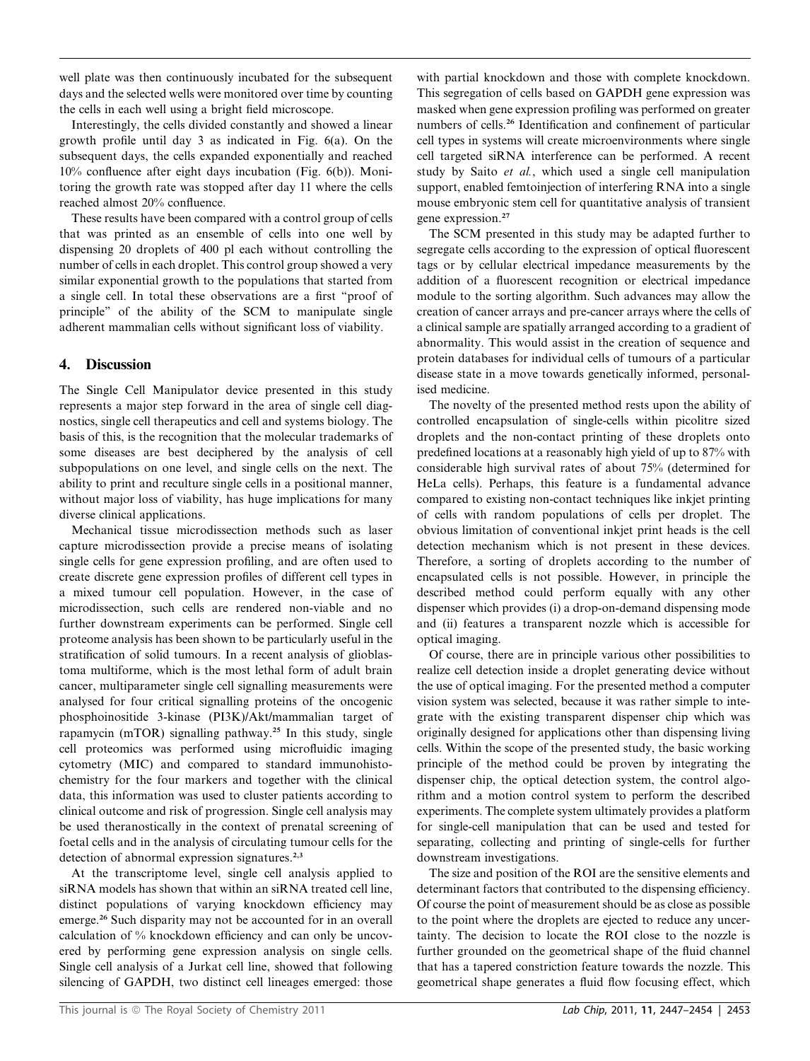well plate was then continuously incubated for the subsequent days and the selected wells were monitored over time by counting the cells in each well using a bright field microscope.

Interestingly, the cells divided constantly and showed a linear growth profile until day 3 as indicated in Fig. 6(a). On the subsequent days, the cells expanded exponentially and reached 10% confluence after eight days incubation (Fig. 6(b)). Monitoring the growth rate was stopped after day 11 where the cells reached almost 20% confluence.

These results have been compared with a control group of cells that was printed as an ensemble of cells into one well by dispensing 20 droplets of 400 pl each without controlling the number of cells in each droplet. This control group showed a very similar exponential growth to the populations that started from a single cell. In total these observations are a first "proof of principle" of the ability of the SCM to manipulate single adherent mammalian cells without significant loss of viability.

## 4. Discussion

The Single Cell Manipulator device presented in this study represents a major step forward in the area of single cell diagnostics, single cell therapeutics and cell and systems biology. The basis of this, is the recognition that the molecular trademarks of some diseases are best deciphered by the analysis of cell subpopulations on one level, and single cells on the next. The ability to print and reculture single cells in a positional manner, without major loss of viability, has huge implications for many diverse clinical applications.

Mechanical tissue microdissection methods such as laser capture microdissection provide a precise means of isolating single cells for gene expression profiling, and are often used to create discrete gene expression profiles of different cell types in a mixed tumour cell population. However, in the case of microdissection, such cells are rendered non-viable and no further downstream experiments can be performed. Single cell proteome analysis has been shown to be particularly useful in the stratification of solid tumours. In a recent analysis of glioblastoma multiforme, which is the most lethal form of adult brain cancer, multiparameter single cell signalling measurements were analysed for four critical signalling proteins of the oncogenic phosphoinositide 3-kinase (PI3K)/Akt/mammalian target of rapamycin (mTOR) signalling pathway.[25] In this study, single cell proteomics was performed using microfluidic imaging cytometry (MIC) and compared to standard immunohistochemistry for the four markers and together with the clinical data, this information was used to cluster patients according to clinical outcome and risk of progression. Single cell analysis may be used theranostically in the context of prenatal screening of foetal cells and in the analysis of circulating tumour cells for the detection of abnormal expression signatures.[2,3]

At the transcriptome level, single cell analysis applied to siRNA models has shown that within an siRNA treated cell line, distinct populations of varying knockdown efficiency may emerge.[26] Such disparity may not be accounted for in an overall calculation of % knockdown efficiency and can only be uncovered by performing gene expression analysis on single cells. Single cell analysis of a Jurkat cell line, showed that following silencing of GAPDH, two distinct cell lineages emerged: those with partial knockdown and those with complete knockdown. This segregation of cells based on GAPDH gene expression was masked when gene expression profiling was performed on greater numbers of cells.[26] Identification and confinement of particular cell types in systems will create microenvironments where single cell targeted siRNA interference can be performed. A recent study by Saito *et al.*, which used a single cell manipulation support, enabled femtoinjection of interfering RNA into a single mouse embryonic stem cell for quantitative analysis of transient gene expression.[27]

The SCM presented in this study may be adapted further to segregate cells according to the expression of optical fluorescent tags or by cellular electrical impedance measurements by the addition of a fluorescent recognition or electrical impedance module to the sorting algorithm. Such advances may allow the creation of cancer arrays and pre-cancer arrays where the cells of a clinical sample are spatially arranged according to a gradient of abnormality. This would assist in the creation of sequence and protein databases for individual cells of tumours of a particular disease state in a move towards genetically informed, personalised medicine.

The novelty of the presented method rests upon the ability of controlled encapsulation of single-cells within picolitre sized droplets and the non-contact printing of these droplets onto predefined locations at a reasonably high yield of up to 87% with considerable high survival rates of about 75% (determined for HeLa cells). Perhaps, this feature is a fundamental advance compared to existing non-contact techniques like inkjet printing of cells with random populations of cells per droplet. The obvious limitation of conventional inkjet print heads is the cell detection mechanism which is not present in these devices. Therefore, a sorting of droplets according to the number of encapsulated cells is not possible. However, in principle the described method could perform equally with any other dispenser which provides (i) a drop-on-demand dispensing mode and (ii) features a transparent nozzle which is accessible for optical imaging.

Of course, there are in principle various other possibilities to realize cell detection inside a droplet generating device without the use of optical imaging. For the presented method a computer vision system was selected, because it was rather simple to integrate with the existing transparent dispenser chip which was originally designed for applications other than dispensing living cells. Within the scope of the presented study, the basic working principle of the method could be proven by integrating the dispenser chip, the optical detection system, the control algorithm and a motion control system to perform the described experiments. The complete system ultimately provides a platform for single-cell manipulation that can be used and tested for separating, collecting and printing of single-cells for further downstream investigations.

The size and position of the ROI are the sensitive elements and determinant factors that contributed to the dispensing efficiency. Of course the point of measurement should be as close as possible to the point where the droplets are ejected to reduce any uncertainty. The decision to locate the ROI close to the nozzle is further grounded on the geometrical shape of the fluid channel that has a tapered constriction feature towards the nozzle. This geometrical shape generates a fluid flow focusing effect, which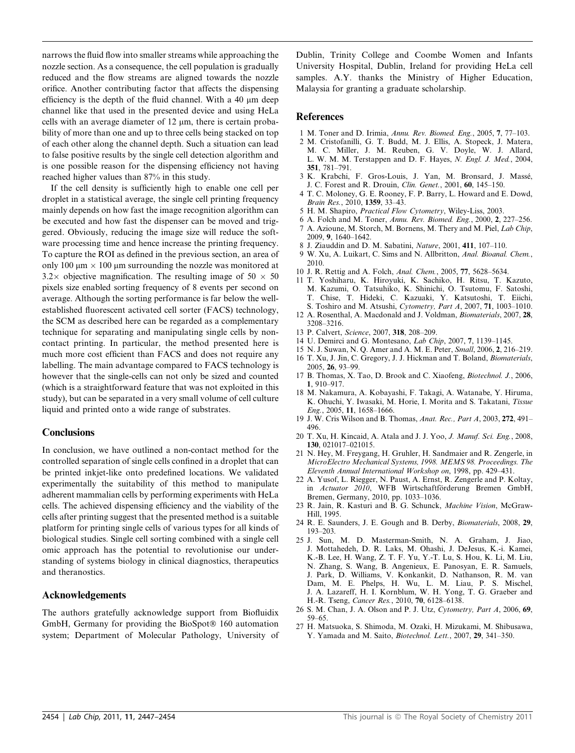narrows the fluid flow into smaller streams while approaching the nozzle section. As a consequence, the cell population is gradually reduced and the flow streams are aligned towards the nozzle orifice. Another contributing factor that affects the dispensing efficiency is the depth of the fluid channel. With a 40 μm deep channel like that used in the presented device and using HeLa cells with an average diameter of 12 μm, there is certain probability of more than one and up to three cells being stacked on top of each other along the channel depth. Such a situation can lead to false positive results by the single cell detection algorithm and is one possible reason for the dispensing efficiency not having reached higher values than 87% in this study.

If the cell density is sufficiently high to enable one cell per droplet in a statistical average, the single cell printing frequency mainly depends on how fast the image recognition algorithm can be executed and how fast the dispenser can be moved and triggered. Obviously, reducing the image size will reduce the software processing time and hence increase the printing frequency. To capture the ROI as defined in the previous section, an area of only 100 μm × 100 μm surrounding the nozzle was monitored at 3.2× objective magnification. The resulting image of 50 × 50 pixels size enabled sorting frequency of 8 events per second on average. Although the sorting performance is far below the well-established fluorescent activated cell sorter (FACS) technology, the SCM as described here can be regarded as a complementary technique for separating and manipulating single cells by non-contact printing. In particular, the method presented here is much more cost efficient than FACS and does not require any labelling. The main advantage compared to FACS technology is however that the single-cells can not only be sized and counted (which is a straightforward feature that was not exploited in this study), but can be separated in a very small volume of cell culture liquid and printed onto a wide range of substrates.

## Conclusions

In conclusion, we have outlined a non-contact method for the controlled separation of single cells confined in a droplet that can be printed inkjet-like onto predefined locations. We validated experimentally the suitability of this method to manipulate adherent mammalian cells by performing experiments with HeLa cells. The achieved dispensing efficiency and the viability of the cells after printing suggest that the presented method is a suitable platform for printing single cells of various types for all kinds of biological studies. Single cell sorting combined with a single cell omic approach has the potential to revolutionise our understanding of systems biology in clinical diagnostics, therapeutics and theranostics.

## Acknowledgements

The authors gratefully acknowledge support from Biofluidix GmbH, Germany for providing the BioSpot® 160 automation system; Department of Molecular Pathology, University of Dublin, Trinity College and Coombe Women and Infants University Hospital, Dublin, Ireland for providing HeLa cell samples. A.Y. thanks the Ministry of Higher Education, Malaysia for granting a graduate scholarship.

## References

1 M. Toner and D. Irimia, *Annu. Rev. Biomed. Eng.*, 2005, **7**, 77–103.
2 M. Cristofanilli, G. T. Budd, M. J. Ellis, A. Stopeck, J. Matera, M. C. Miller, J. M. Reuben, G. V. Doyle, W. J. Allard, L. W. M. M. Terstappen and D. F. Hayes, *N. Engl. J. Med.*, 2004, **351**, 781–791.
3 K. Krabchi, F. Gros-Louis, J. Yan, M. Bronsard, J. Massé, J. C. Forest and R. Drouin, *Clin. Genet.*, 2001, **60**, 145–150.
4 T. C. Moloney, G. E. Rooney, F. P. Barry, L. Howard and E. Dowd, *Brain Res.*, 2010, **1359**, 33–43.
5 H. M. Shapiro, *Practical Flow Cytometry*, Wiley-Liss, 2003.
6 A. Folch and M. Toner, *Annu. Rev. Biomed. Eng.*, 2000, **2**, 227–256.
7 A. Azioune, M. Storch, M. Bornens, M. Thery and M. Piel, *Lab Chip*, 2009, **9**, 1640–1642.
8 J. Ziauddin and D. M. Sabatini, *Nature*, 2001, **411**, 107–110.
9 W. Xu, A. Luikart, C. Sims and N. Allbritton, *Anal. Bioanal. Chem.*, 2010.
10 J. R. Rettig and A. Folch, *Anal. Chem.*, 2005, **77**, 5628–5634.
11 T. Yoshiharu, K. Hiroyuki, K. Sachiko, H. Ritsu, T. Kazuto, M. Kazumi, O. Tatsuhiko, K. Shinichi, O. Tsutomu, F. Satoshi, T. Chise, T. Hideki, C. Kazuaki, Y. Katsutoshi, T. Eiichi, S. Toshiro and M. Atsushi, *Cytometry, Part A*, 2007, **71**, 1003–1010.
12 A. Rosenthal, A. Macdonald and J. Voldman, *Biomaterials*, 2007, **28**, 3208–3216.
13 P. Calvert, *Science*, 2007, **318**, 208–209.
14 U. Demirci and G. Montesano, *Lab Chip*, 2007, **7**, 1139–1145.
15 N. J. Suwan, N. Q. Amer and A. M. E. Peter, *Small*, 2006, **2**, 216–219.
16 T. Xu, J. Jin, C. Gregory, J. J. Hickman and T. Boland, *Biomaterials*, 2005, **26**, 93–99.
17 B. Thomas, X. Tao, D. Brook and C. Xiaofeng, *Biotechnol. J.*, 2006, **1**, 910–917.
18 M. Nakamura, A. Kobayashi, F. Takagi, A. Watanabe, Y. Hiruma, K. Ohuchi, Y. Iwasaki, M. Horie, I. Morita and S. Takatani, *Tissue Eng.*, 2005, **11**, 1658–1666.
19 J. W. Cris Wilson and B. Thomas, *Anat. Rec., Part A*, 2003, **272**, 491–496.
20 T. Xu, H. Kincaid, A. Atala and J. J. Yoo, *J. Manuf. Sci. Eng.*, 2008, **130**, 021017–021015.
21 N. Hey, M. Freygang, H. Gruhler, H. Sandmaier and R. Zengerle, in *MicroElectro Mechanical Systems, 1998. MEMS 98. Proceedings. The Eleventh Annual International Workshop on*, 1998, pp. 429–431.
22 A. Yusof, L. Riegger, N. Paust, A. Ernst, R. Zengerle and P. Koltay, in *Actuator 2010*, WFB Wirtschaftförderung Bremen GmbH, Bremen, Germany, 2010, pp. 1033–1036.
23 R. Jain, R. Kasturi and B. G. Schunck, *Machine Vision*, McGraw-Hill, 1995.
24 R. E. Saunders, J. E. Gough and B. Derby, *Biomaterials*, 2008, **29**, 193–203.
25 J. Sun, M. D. Masterman-Smith, N. A. Graham, J. Jiao, J. Mottahedeh, D. R. Laks, M. Ohashi, J. DeJesus, K.-i. Kamei, K.-B. Lee, H. Wang, Z. T. F. Yu, Y.-T. Lu, S. Hou, K. Li, M. Liu, N. Zhang, S. Wang, B. Angenieux, E. Panosyan, E. R. Samuels, J. Park, D. Williams, V. Konkankit, D. Nathanson, R. M. van Dam, M. E. Phelps, H. Wu, L. M. Liau, P. S. Mischel, J. A. Lazareff, H. I. Kornblum, W. H. Yong, T. G. Graeber and H.-R. Tseng, *Cancer Res.*, 2010, **70**, 6128–6138.
26 S. M. Chan, J. A. Olson and P. J. Utz, *Cytometry, Part A*, 2006, **69**, 59–65.
27 H. Matsuoka, S. Shimoda, M. Ozaki, H. Mizukami, M. Shibusawa, Y. Yamada and M. Saito, *Biotechnol. Lett.*, 2007, **29**, 341–350.